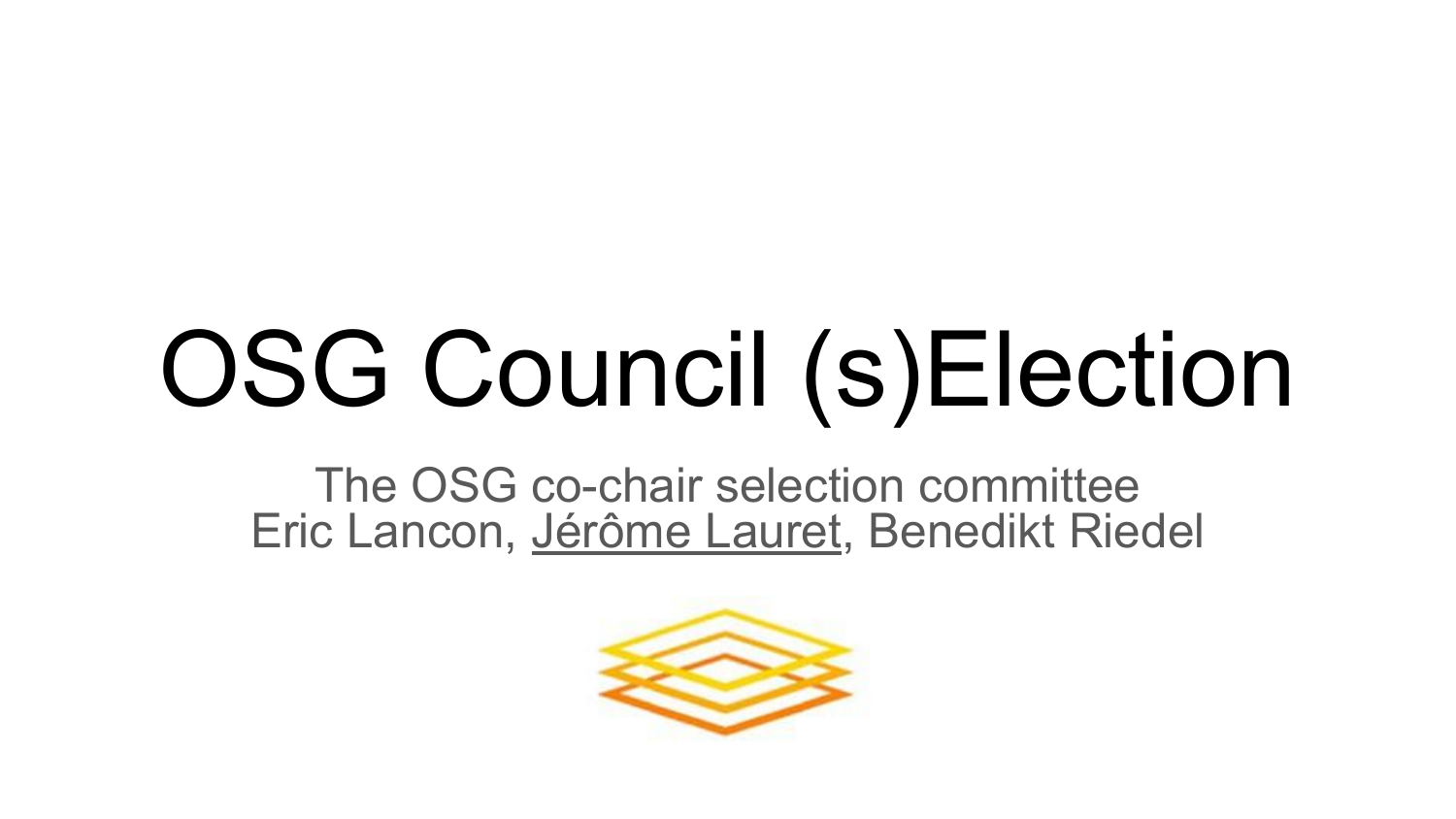# OSG Council (s)Election

The OSG co-chair selection committee

Eric Lancon, Jérôme Lauret, Benedikt Riedel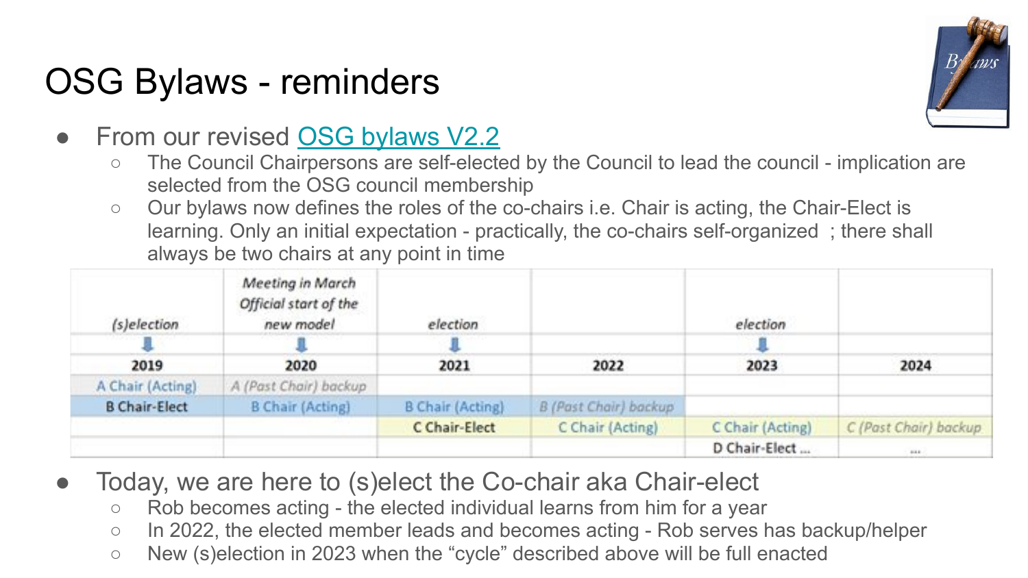# OSG Bylaws - reminders

- From our revised OSG bylaws V2.2
  - The Council Chairpersons are self-elected by the Council to lead the council - implication are selected from the OSG council membership
  - Our bylaws now defines the roles of the co-chairs i.e. Chair is acting, the Chair-Elect is learning. Only an initial expectation - practically, the co-chairs self-organized ; there shall always be two chairs at any point in time

| *(s)election* ⬇ | *Meeting in March Official start of the new model* ⬇ | *election* ⬇ | | *election* ⬇ | |
|---|---|---|---|---|---|
| **2019** | **2020** | **2021** | **2022** | **2023** | **2024** |
| A Chair (Acting) | *A (Past Chair) backup* | | | | |
| **B Chair-Elect** | B Chair (Acting) | B Chair (Acting) | *B (Past Chair) backup* | | |
| | | **C Chair-Elect** | C Chair (Acting) | C Chair (Acting) | *C (Past Chair) backup* |
| | | | | D Chair-Elect ... | ... |

- Today, we are here to (s)elect the Co-chair aka Chair-elect
  - Rob becomes acting - the elected individual learns from him for a year
  - In 2022, the elected member leads and becomes acting - Rob serves has backup/helper
  - New (s)election in 2023 when the “cycle” described above will be full enacted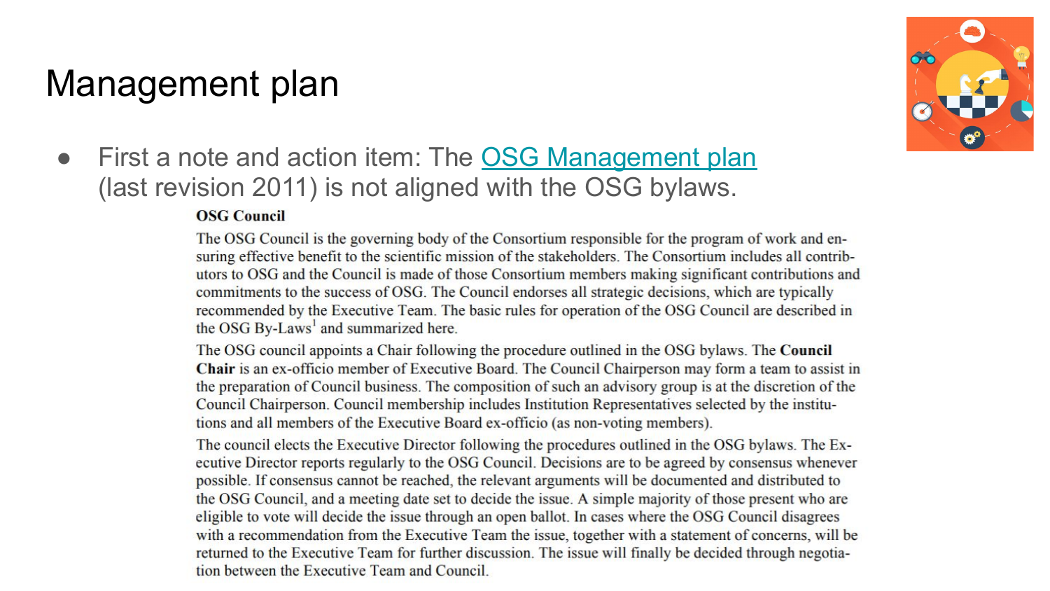# Management plan

- First a note and action item: The [OSG Management plan](#) (last revision 2011) is not aligned with the OSG bylaws.

**OSG Council**

The OSG Council is the governing body of the Consortium responsible for the program of work and ensuring effective benefit to the scientific mission of the stakeholders. The Consortium includes all contributors to OSG and the Council is made of those Consortium members making significant contributions and commitments to the success of OSG. The Council endorses all strategic decisions, which are typically recommended by the Executive Team. The basic rules for operation of the OSG Council are described in the OSG By-Laws[1] and summarized here.

The OSG council appoints a Chair following the procedure outlined in the OSG bylaws. The **Council Chair** is an ex-officio member of Executive Board. The Council Chairperson may form a team to assist in the preparation of Council business. The composition of such an advisory group is at the discretion of the Council Chairperson. Council membership includes Institution Representatives selected by the institutions and all members of the Executive Board ex-officio (as non-voting members).

The council elects the Executive Director following the procedures outlined in the OSG bylaws. The Executive Director reports regularly to the OSG Council. Decisions are to be agreed by consensus whenever possible. If consensus cannot be reached, the relevant arguments will be documented and distributed to the OSG Council, and a meeting date set to decide the issue. A simple majority of those present who are eligible to vote will decide the issue through an open ballot. In cases where the OSG Council disagrees with a recommendation from the Executive Team the issue, together with a statement of concerns, will be returned to the Executive Team for further discussion. The issue will finally be decided through negotiation between the Executive Team and Council.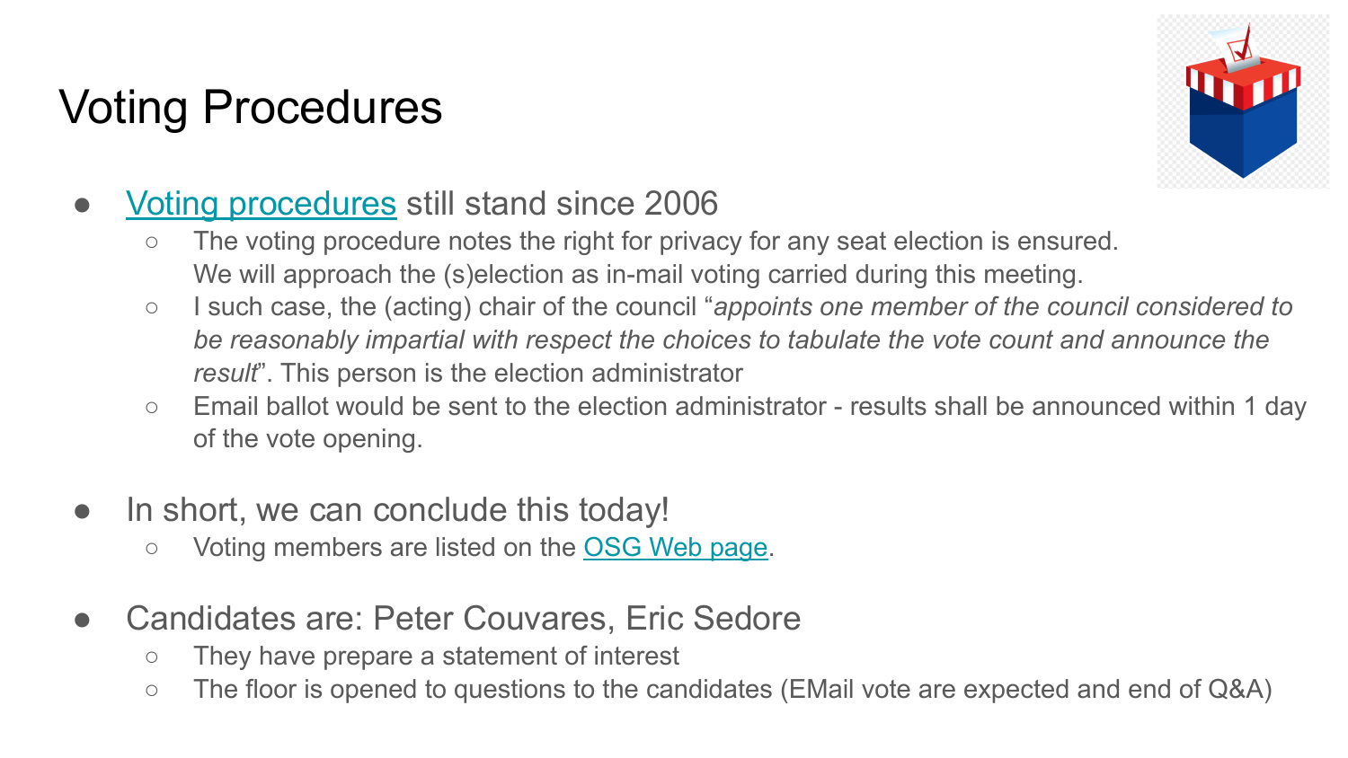# Voting Procedures

- Voting procedures still stand since 2006
  - The voting procedure notes the right for privacy for any seat election is ensured. We will approach the (s)election as in-mail voting carried during this meeting.
  - I such case, the (acting) chair of the council "*appoints one member of the council considered to be reasonably impartial with respect the choices to tabulate the vote count and announce the result*". This person is the election administrator
  - Email ballot would be sent to the election administrator - results shall be announced within 1 day of the vote opening.

- In short, we can conclude this today!
  - Voting members are listed on the OSG Web page.

- Candidates are: Peter Couvares, Eric Sedore
  - They have prepare a statement of interest
  - The floor is opened to questions to the candidates (EMail vote are expected and end of Q&A)